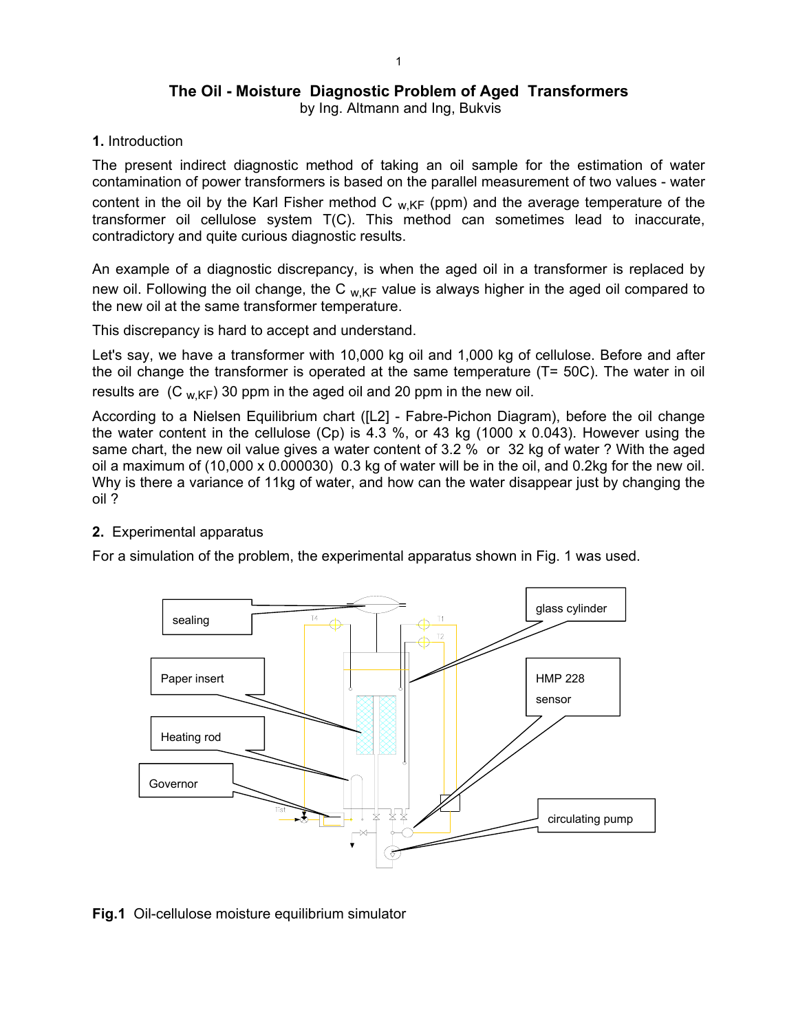# The Oil - Moisture Diagnostic Problem of Aged Transformers

by Ing. Altmann and Ing, Bukvis

## 1. Introduction

The present indirect diagnostic method of taking an oil sample for the estimation of water contamination of power transformers is based on the parallel measurement of two values - water content in the oil by the Karl Fisher method $C_{w,KF}$ (ppm) and the average temperature of the transformer oil cellulose system T(C). This method can sometimes lead to inaccurate, contradictory and quite curious diagnostic results.

An example of a diagnostic discrepancy, is when the aged oil in a transformer is replaced by new oil. Following the oil change, the $C_{w,KF}$ value is always higher in the aged oil compared to the new oil at the same transformer temperature.

This discrepancy is hard to accept and understand.

Let's say, we have a transformer with 10,000 kg oil and 1,000 kg of cellulose. Before and after the oil change the transformer is operated at the same temperature (T= 50C). The water in oil results are ($C_{w,KF}$) 30 ppm in the aged oil and 20 ppm in the new oil.

According to a Nielsen Equilibrium chart ([L2] - Fabre-Pichon Diagram), before the oil change the water content in the cellulose (Cp) is 4.3 %, or 43 kg (1000 x 0.043). However using the same chart, the new oil value gives a water content of 3.2 % or 32 kg of water ? With the aged oil a maximum of (10,000 x 0.000030) 0.3 kg of water will be in the oil, and 0.2kg for the new oil. Why is there a variance of 11kg of water, and how can the water disappear just by changing the oil ?

## 2. Experimental apparatus

For a simulation of the problem, the experimental apparatus shown in Fig. 1 was used.

**Fig.1** Oil-cellulose moisture equilibrium simulator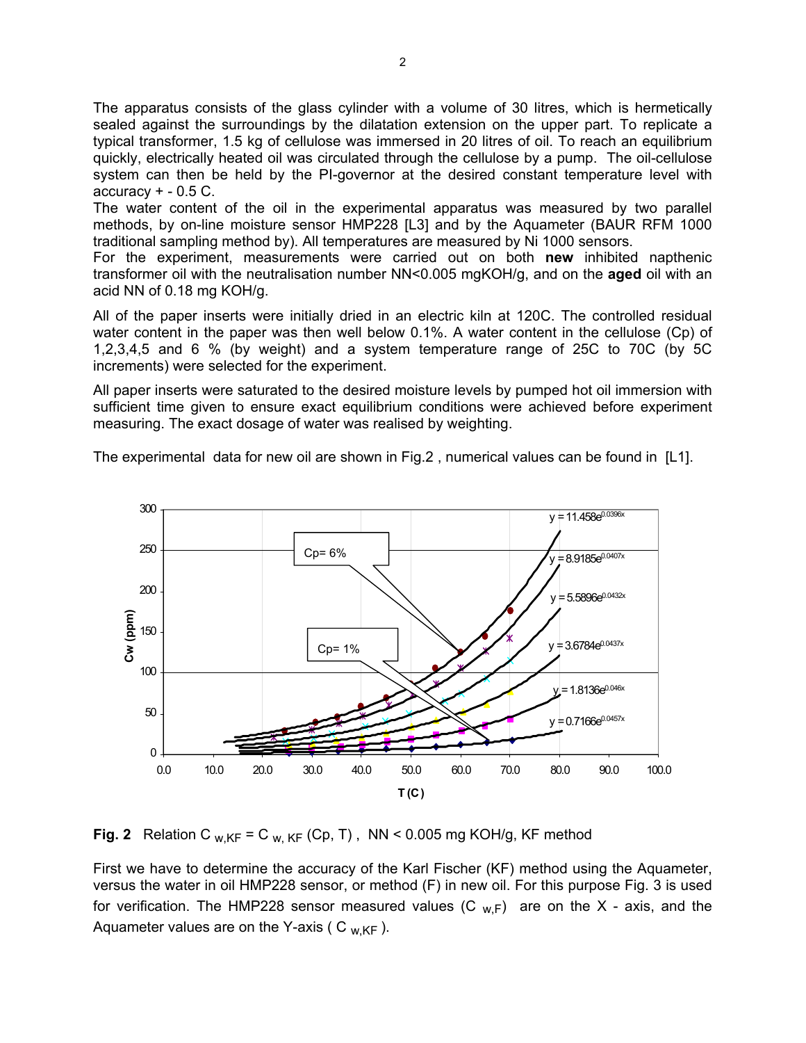The apparatus consists of the glass cylinder with a volume of 30 litres, which is hermetically sealed against the surroundings by the dilatation extension on the upper part. To replicate a typical transformer, 1.5 kg of cellulose was immersed in 20 litres of oil. To reach an equilibrium quickly, electrically heated oil was circulated through the cellulose by a pump. The oil-cellulose system can then be held by the PI-governor at the desired constant temperature level with accuracy + - 0.5 C.
The water content of the oil in the experimental apparatus was measured by two parallel methods, by on-line moisture sensor HMP228 [L3] and by the Aquameter (BAUR RFM 1000 traditional sampling method by). All temperatures are measured by Ni 1000 sensors.
For the experiment, measurements were carried out on both **new** inhibited napthenic transformer oil with the neutralisation number NN<0.005 mgKOH/g, and on the **aged** oil with an acid NN of 0.18 mg KOH/g.

All of the paper inserts were initially dried in an electric kiln at 120C. The controlled residual water content in the paper was then well below 0.1%. A water content in the cellulose (Cp) of 1,2,3,4,5 and 6 % (by weight) and a system temperature range of 25C to 70C (by 5C increments) were selected for the experiment.

All paper inserts were saturated to the desired moisture levels by pumped hot oil immersion with sufficient time given to ensure exact equilibrium conditions were achieved before experiment measuring. The exact dosage of water was realised by weighting.

The experimental data for new oil are shown in Fig.2 , numerical values can be found in [L1].

**Fig. 2** Relation $C_{w,KF} = C_{w,KF}(Cp, T)$ , NN < 0.005 mg KOH/g, KF method

First we have to determine the accuracy of the Karl Fischer (KF) method using the Aquameter, versus the water in oil HMP228 sensor, or method (F) in new oil. For this purpose Fig. 3 is used for verification. The HMP228 sensor measured values ($C_{w,F}$) are on the X - axis, and the Aquameter values are on the Y-axis ( $C_{w,KF}$ ).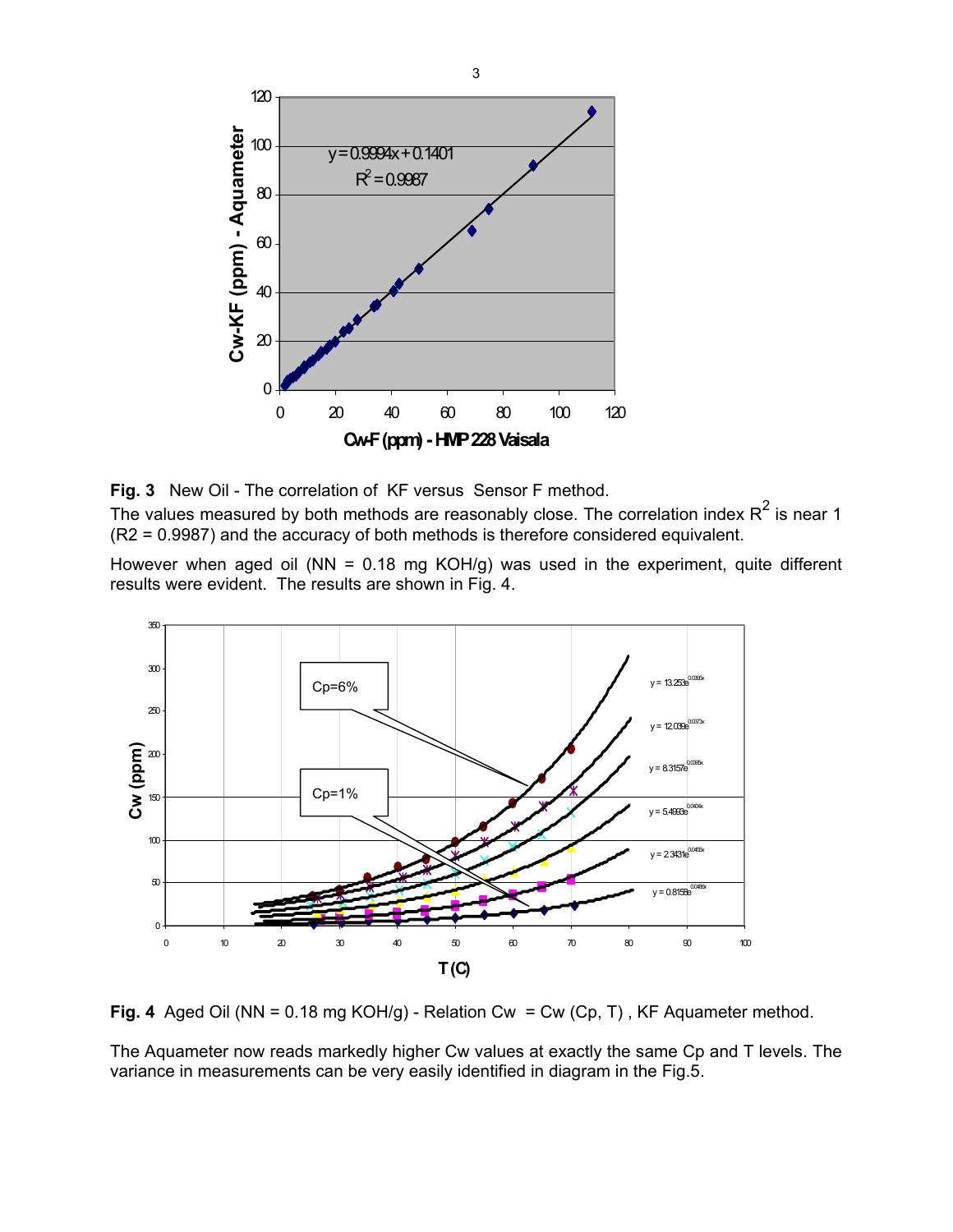**Fig. 3** New Oil - The correlation of KF versus Sensor F method.

The values measured by both methods are reasonably close. The correlation index $R^2$ is near 1 ($R2 = 0.9987$) and the accuracy of both methods is therefore considered equivalent.

However when aged oil (NN = 0.18 mg KOH/g) was used in the experiment, quite different results were evident. The results are shown in Fig. 4.

**Fig. 4** Aged Oil (NN = 0.18 mg KOH/g) - Relation Cw = Cw (Cp, T) , KF Aquameter method.

The Aquameter now reads markedly higher Cw values at exactly the same Cp and T levels. The variance in measurements can be very easily identified in diagram in the Fig.5.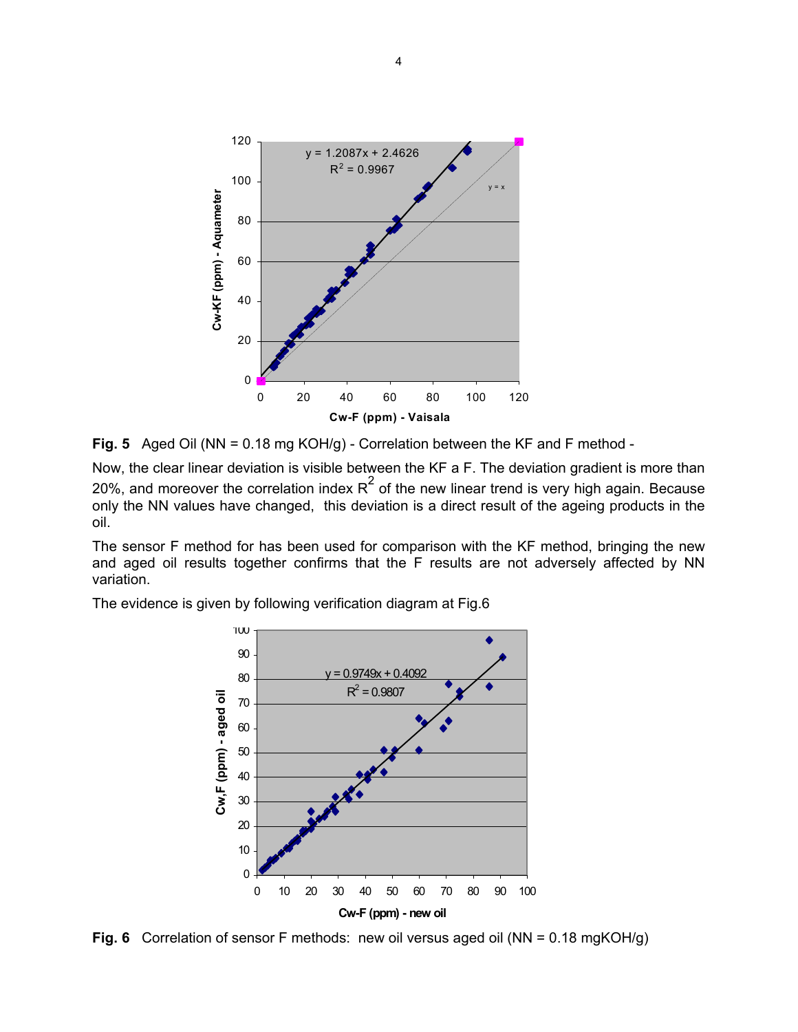**Fig. 5** Aged Oil (NN = 0.18 mg KOH/g) - Correlation between the KF and F method -

Now, the clear linear deviation is visible between the KF a F. The deviation gradient is more than 20%, and moreover the correlation index $R^2$ of the new linear trend is very high again. Because only the NN values have changed, this deviation is a direct result of the ageing products in the oil.

The sensor F method for has been used for comparison with the KF method, bringing the new and aged oil results together confirms that the F results are not adversely affected by NN variation.

The evidence is given by following verification diagram at Fig.6

**Fig. 6** Correlation of sensor F methods: new oil versus aged oil (NN = 0.18 mgKOH/g)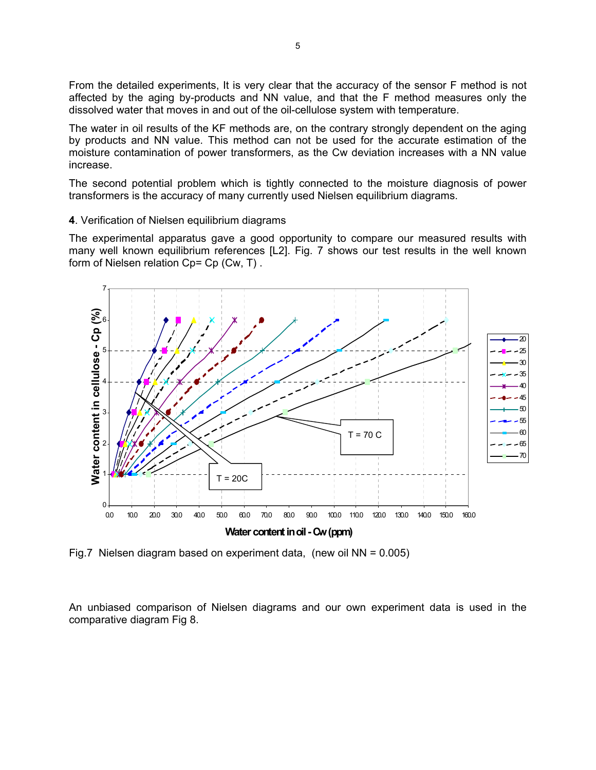From the detailed experiments, It is very clear that the accuracy of the sensor F method is not affected by the aging by-products and NN value, and that the F method measures only the dissolved water that moves in and out of the oil-cellulose system with temperature.

The water in oil results of the KF methods are, on the contrary strongly dependent on the aging by products and NN value. This method can not be used for the accurate estimation of the moisture contamination of power transformers, as the Cw deviation increases with a NN value increase.

The second potential problem which is tightly connected to the moisture diagnosis of power transformers is the accuracy of many currently used Nielsen equilibrium diagrams.

**4**. Verification of Nielsen equilibrium diagrams

The experimental apparatus gave a good opportunity to compare our measured results with many well known equilibrium references [L2]. Fig. 7 shows our test results in the well known form of Nielsen relation Cp= Cp (Cw, T) .

Fig.7 Nielsen diagram based on experiment data, (new oil NN = 0.005)

An unbiased comparison of Nielsen diagrams and our own experiment data is used in the comparative diagram Fig 8.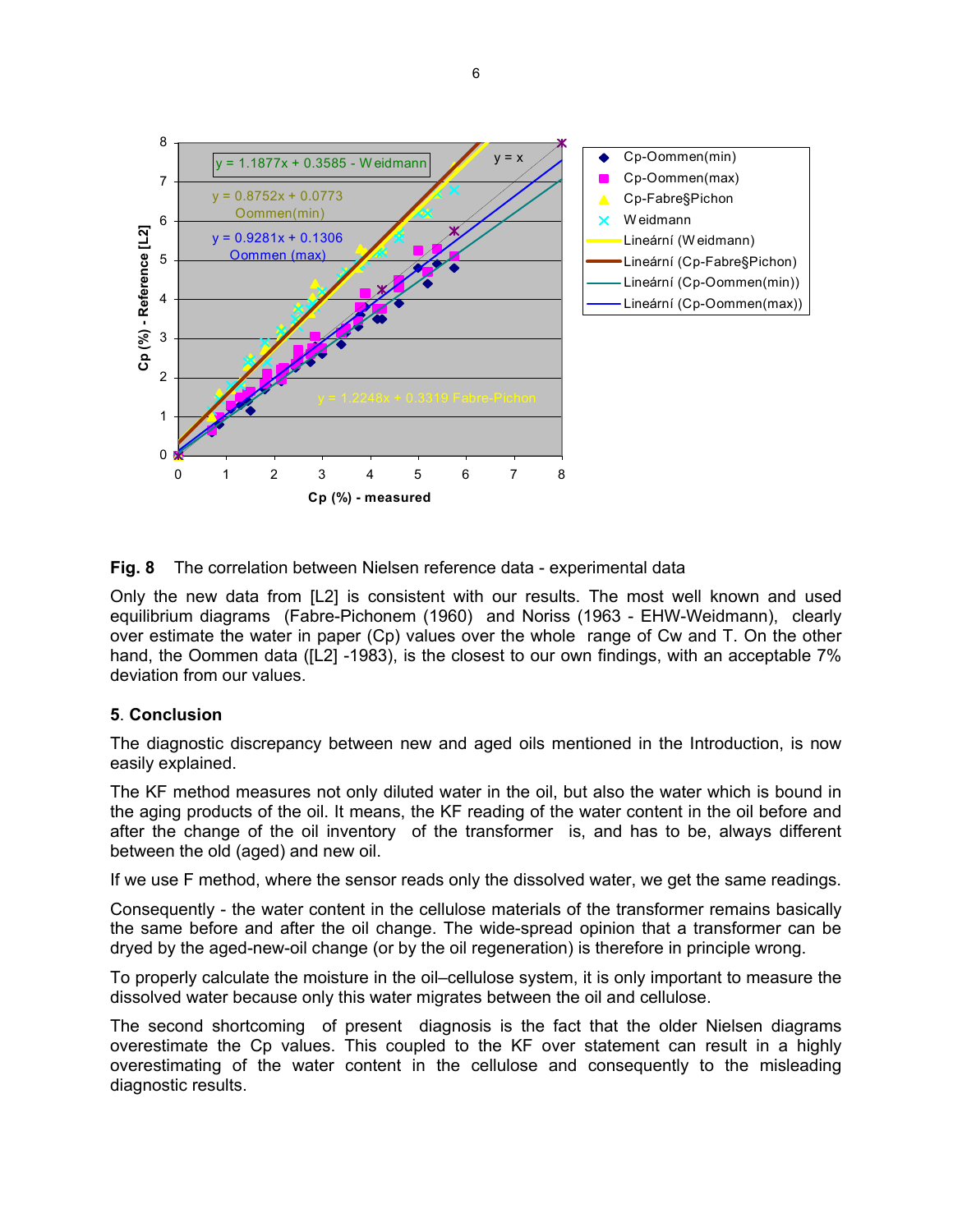**Fig. 8** The correlation between Nielsen reference data - experimental data

Only the new data from [L2] is consistent with our results. The most well known and used equilibrium diagrams (Fabre-Pichonem (1960) and Noriss (1963 - EHW-Weidmann), clearly over estimate the water in paper (Cp) values over the whole range of Cw and T. On the other hand, the Oommen data ([L2] -1983), is the closest to our own findings, with an acceptable 7% deviation from our values.

## 5. Conclusion

The diagnostic discrepancy between new and aged oils mentioned in the Introduction, is now easily explained.

The KF method measures not only diluted water in the oil, but also the water which is bound in the aging products of the oil. It means, the KF reading of the water content in the oil before and after the change of the oil inventory of the transformer is, and has to be, always different between the old (aged) and new oil.

If we use F method, where the sensor reads only the dissolved water, we get the same readings.

Consequently - the water content in the cellulose materials of the transformer remains basically the same before and after the oil change. The wide-spread opinion that a transformer can be dryed by the aged-new-oil change (or by the oil regeneration) is therefore in principle wrong.

To properly calculate the moisture in the oil–cellulose system, it is only important to measure the dissolved water because only this water migrates between the oil and cellulose.

The second shortcoming of present diagnosis is the fact that the older Nielsen diagrams overestimate the Cp values. This coupled to the KF over statement can result in a highly overestimating of the water content in the cellulose and consequently to the misleading diagnostic results.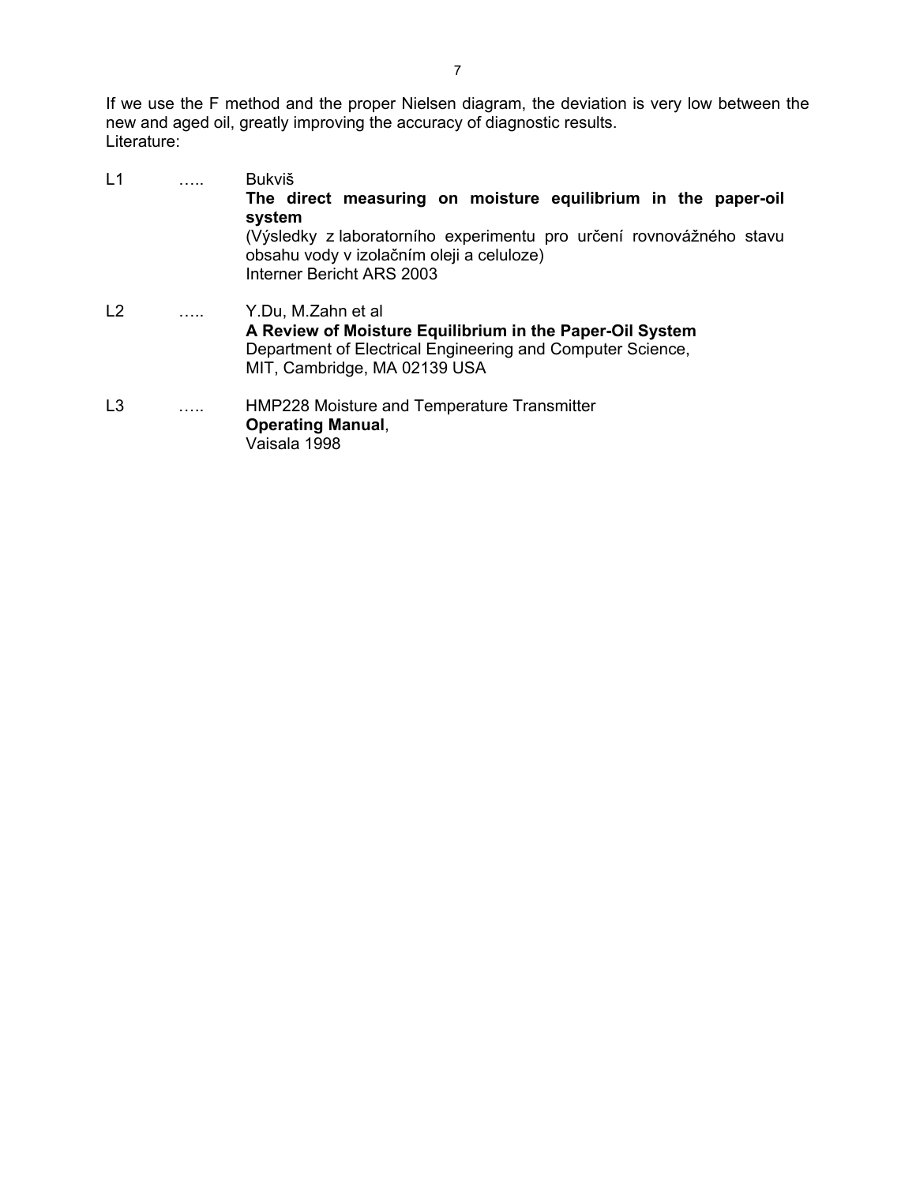If we use the F method and the proper Nielsen diagram, the deviation is very low between the new and aged oil, greatly improving the accuracy of diagnostic results.
Literature:

L1 ….. Bukviš
**The direct measuring on moisture equilibrium in the paper-oil system**
(Výsledky z laboratorního experimentu pro určení rovnovážného stavu obsahu vody v izolačním oleji a celuloze)
Interner Bericht ARS 2003

L2 ….. Y.Du, M.Zahn et al
**A Review of Moisture Equilibrium in the Paper-Oil System**
Department of Electrical Engineering and Computer Science,
MIT, Cambridge, MA 02139 USA

L3 ….. HMP228 Moisture and Temperature Transmitter
**Operating Manual**,
Vaisala 1998